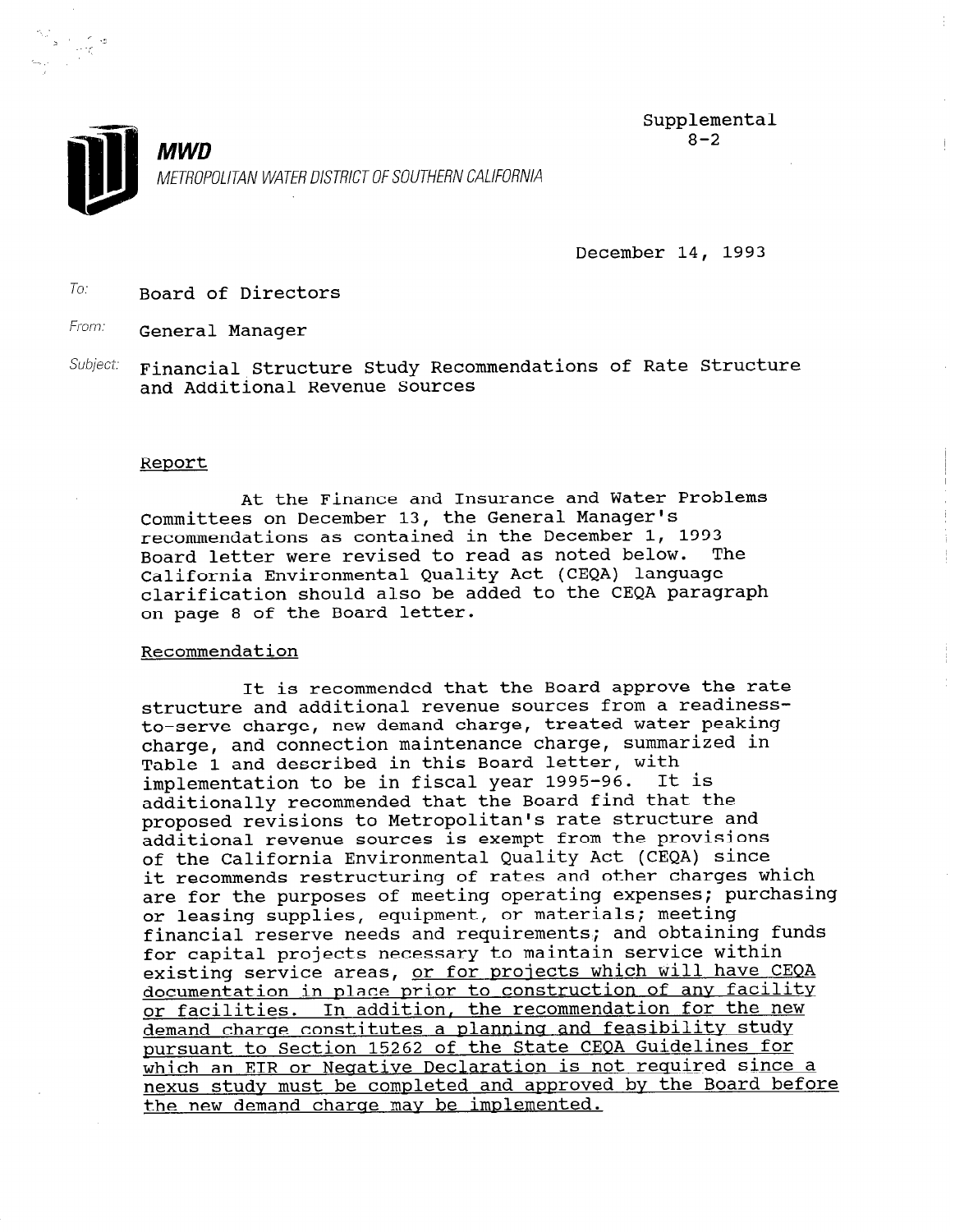Supplemental
8-2

**MWD**

*METROPOLITAN WATER DISTRICT OF SOUTHERN CALIFORNIA*

December 14, 1993

To: Board of Directors

From: General Manager

Subject: Financial Structure Study Recommendations of Rate Structure and Additional Revenue Sources

## Report

At the Finance and Insurance and Water Problems Committees on December 13, the General Manager's recommendations as contained in the December 1, 1993 Board letter were revised to read as noted below. The California Environmental Quality Act (CEQA) language clarification should also be added to the CEQA paragraph on page 8 of the Board letter.

## Recommendation

It is recommended that the Board approve the rate structure and additional revenue sources from a readiness-to-serve charge, new demand charge, treated water peaking charge, and connection maintenance charge, summarized in Table 1 and described in this Board letter, with implementation to be in fiscal year 1995-96. It is additionally recommended that the Board find that the proposed revisions to Metropolitan's rate structure and additional revenue sources is exempt from the provisions of the California Environmental Quality Act (CEQA) since it recommends restructuring of rates and other charges which are for the purposes of meeting operating expenses; purchasing or leasing supplies, equipment, or materials; meeting financial reserve needs and requirements; and obtaining funds for capital projects necessary to maintain service within existing service areas, <u>or for projects which will have CEQA documentation in place prior to construction of any facility or facilities. In addition, the recommendation for the new demand charge constitutes a planning and feasibility study pursuant to Section 15262 of the State CEQA Guidelines for which an EIR or Negative Declaration is not required since a nexus study must be completed and approved by the Board before the new demand charge may be implemented.</u>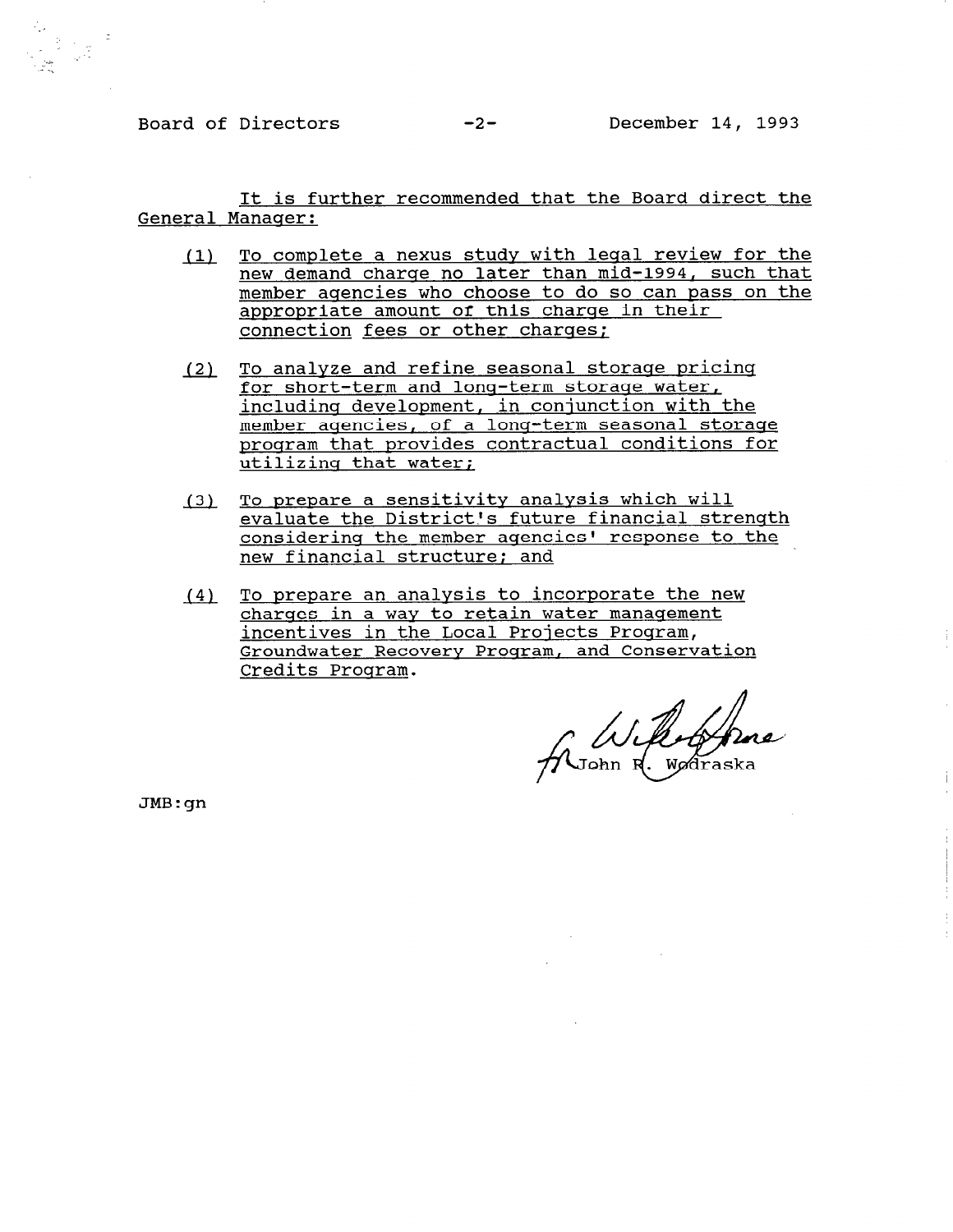It is further recommended that the Board direct the General Manager:

(1) To complete a nexus study with legal review for the new demand charge no later than mid-1994, such that member agencies who choose to do so can pass on the appropriate amount of this charge in their connection fees or other charges;

(2) To analyze and refine seasonal storage pricing for short-term and long-term storage water, including development, in conjunction with the member agencies, of a long-term seasonal storage program that provides contractual conditions for utilizing that water;

(3) To prepare a sensitivity analysis which will evaluate the District's future financial strength considering the member agencies' response to the new financial structure; and

(4) To prepare an analysis to incorporate the new charges in a way to retain water management incentives in the Local Projects Program, Groundwater Recovery Program, and Conservation Credits Program.

fr John R. Wodraska

JMB:gn